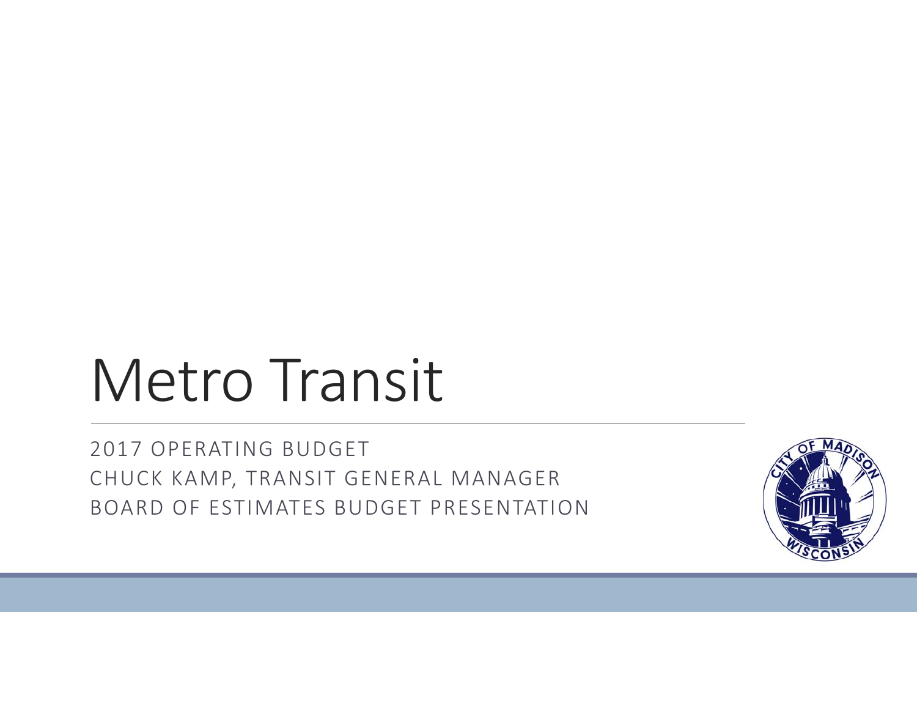# Metro Transit

2017 OPERATING BUDGET
CHUCK KAMP, TRANSIT GENERAL MANAGER
BOARD OF ESTIMATES BUDGET PRESENTATION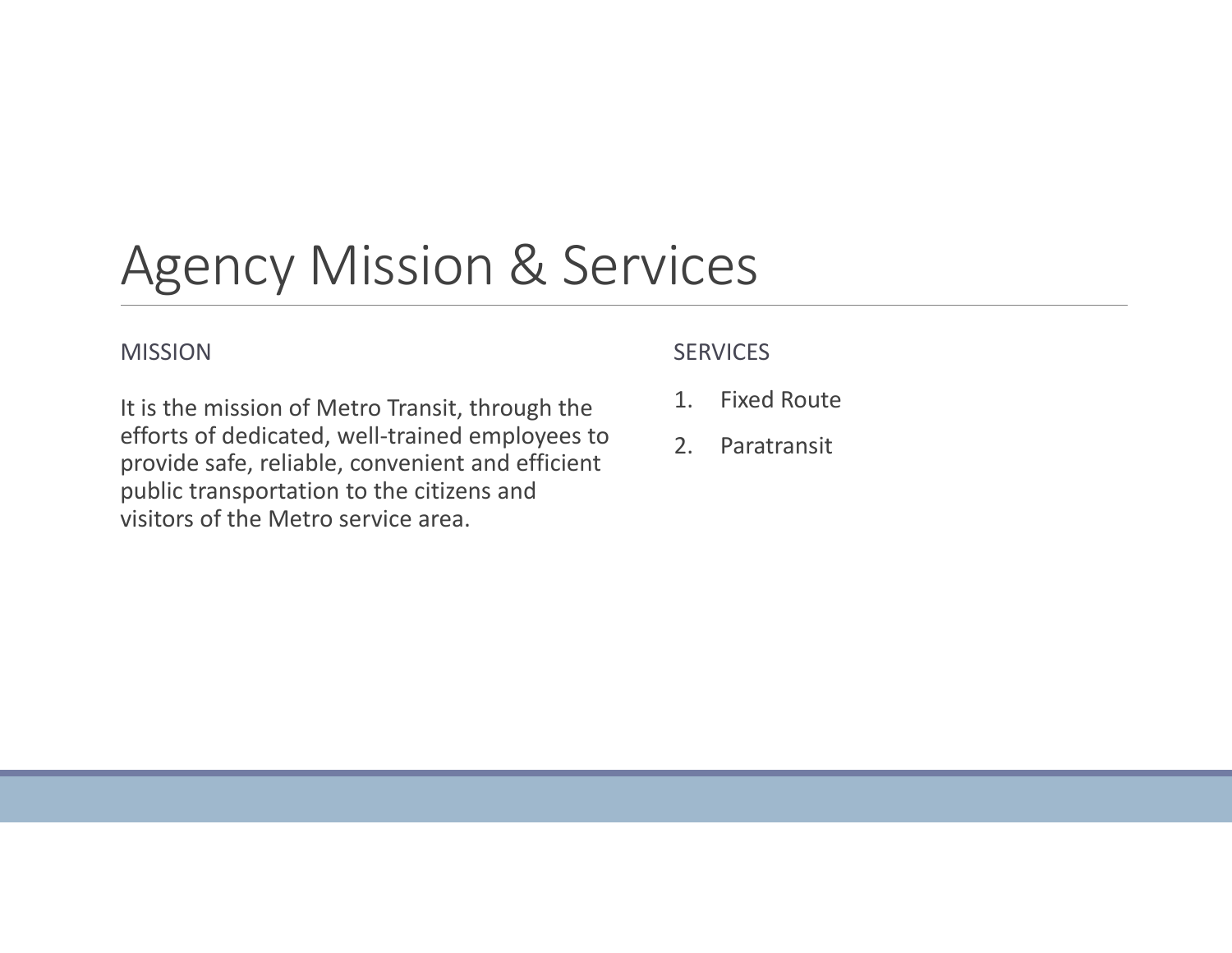# Agency Mission & Services

## MISSION

It is the mission of Metro Transit, through the efforts of dedicated, well-trained employees to provide safe, reliable, convenient and efficient public transportation to the citizens and visitors of the Metro service area.

## SERVICES

1. Fixed Route
2. Paratransit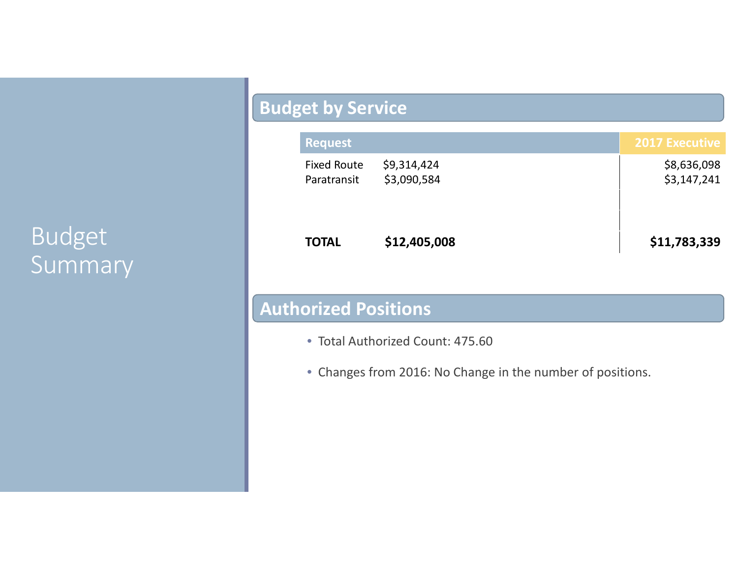# Budget Summary

## Budget by Service

| Request | | 2017 Executive |
| --- | --- | --- |
| Fixed Route | $9,314,424 | $8,636,098 |
| Paratransit | $3,090,584 | $3,147,241 |
| **TOTAL** | **$12,405,008** | **$11,783,339** |

## Authorized Positions

- Total Authorized Count: 475.60
- Changes from 2016: No Change in the number of positions.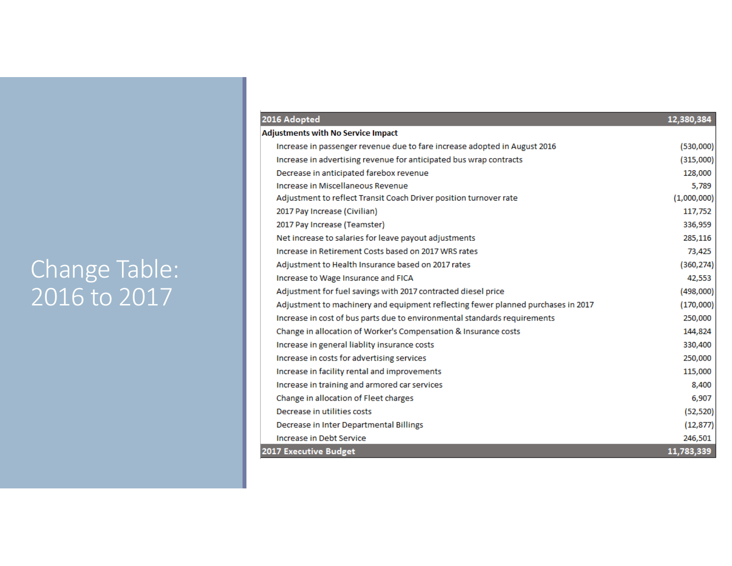# Change Table: 2016 to 2017

| 2016 Adopted | 12,380,384 |
|---|---|
| **Adjustments with No Service Impact** | |
| Increase in passenger revenue due to fare increase adopted in August 2016 | (530,000) |
| Increase in advertising revenue for anticipated bus wrap contracts | (315,000) |
| Decrease in anticipated farebox revenue | 128,000 |
| Increase in Miscellaneous Revenue | 5,789 |
| Adjustment to reflect Transit Coach Driver position turnover rate | (1,000,000) |
| 2017 Pay Increase (Civilian) | 117,752 |
| 2017 Pay Increase (Teamster) | 336,959 |
| Net increase to salaries for leave payout adjustments | 285,116 |
| Increase in Retirement Costs based on 2017 WRS rates | 73,425 |
| Adjustment to Health Insurance based on 2017 rates | (360,274) |
| Increase to Wage Insurance and FICA | 42,553 |
| Adjustment for fuel savings with 2017 contracted diesel price | (498,000) |
| Adjustment to machinery and equipment reflecting fewer planned purchases in 2017 | (170,000) |
| Increase in cost of bus parts due to environmental standards requirements | 250,000 |
| Change in allocation of Worker's Compensation & Insurance costs | 144,824 |
| Increase in general liablity insurance costs | 330,400 |
| Increase in costs for advertising services | 250,000 |
| Increase in facility rental and improvements | 115,000 |
| Increase in training and armored car services | 8,400 |
| Change in allocation of Fleet charges | 6,907 |
| Decrease in utilities costs | (52,520) |
| Decrease in Inter Departmental Billings | (12,877) |
| Increase in Debt Service | 246,501 |
| **2017 Executive Budget** | **11,783,339** |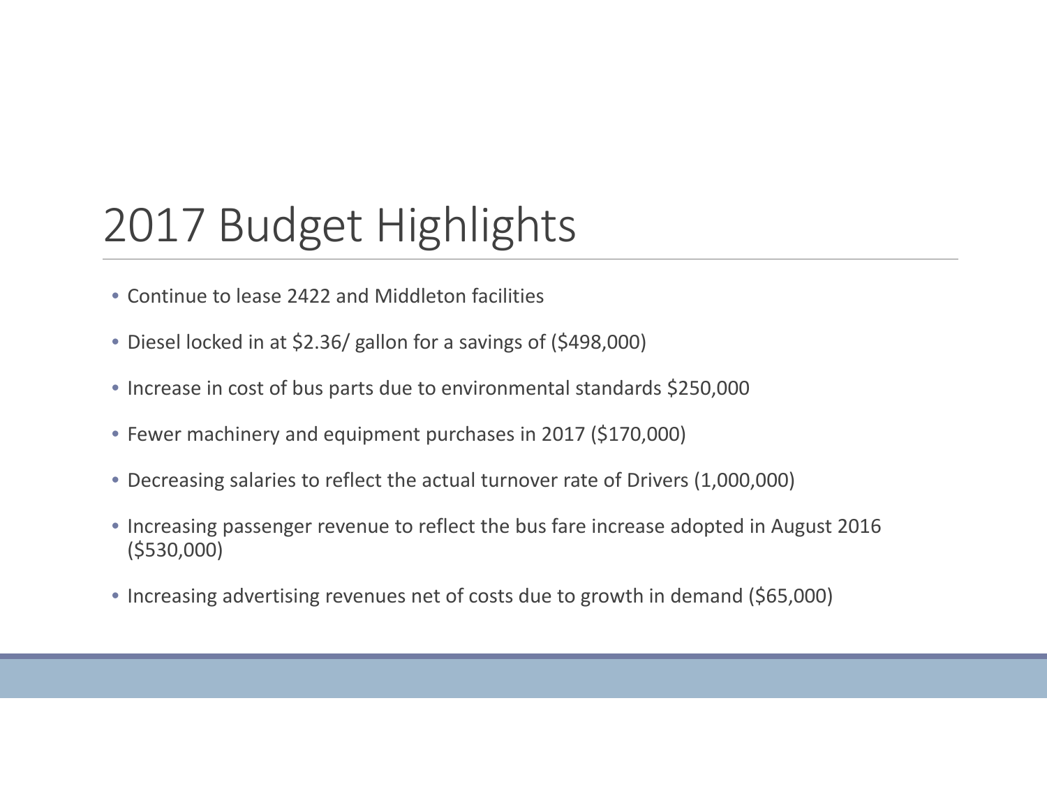# 2017 Budget Highlights

- Continue to lease 2422 and Middleton facilities
- Diesel locked in at $2.36/ gallon for a savings of ($498,000)
- Increase in cost of bus parts due to environmental standards $250,000
- Fewer machinery and equipment purchases in 2017 ($170,000)
- Decreasing salaries to reflect the actual turnover rate of Drivers (1,000,000)
- Increasing passenger revenue to reflect the bus fare increase adopted in August 2016 ($530,000)
- Increasing advertising revenues net of costs due to growth in demand ($65,000)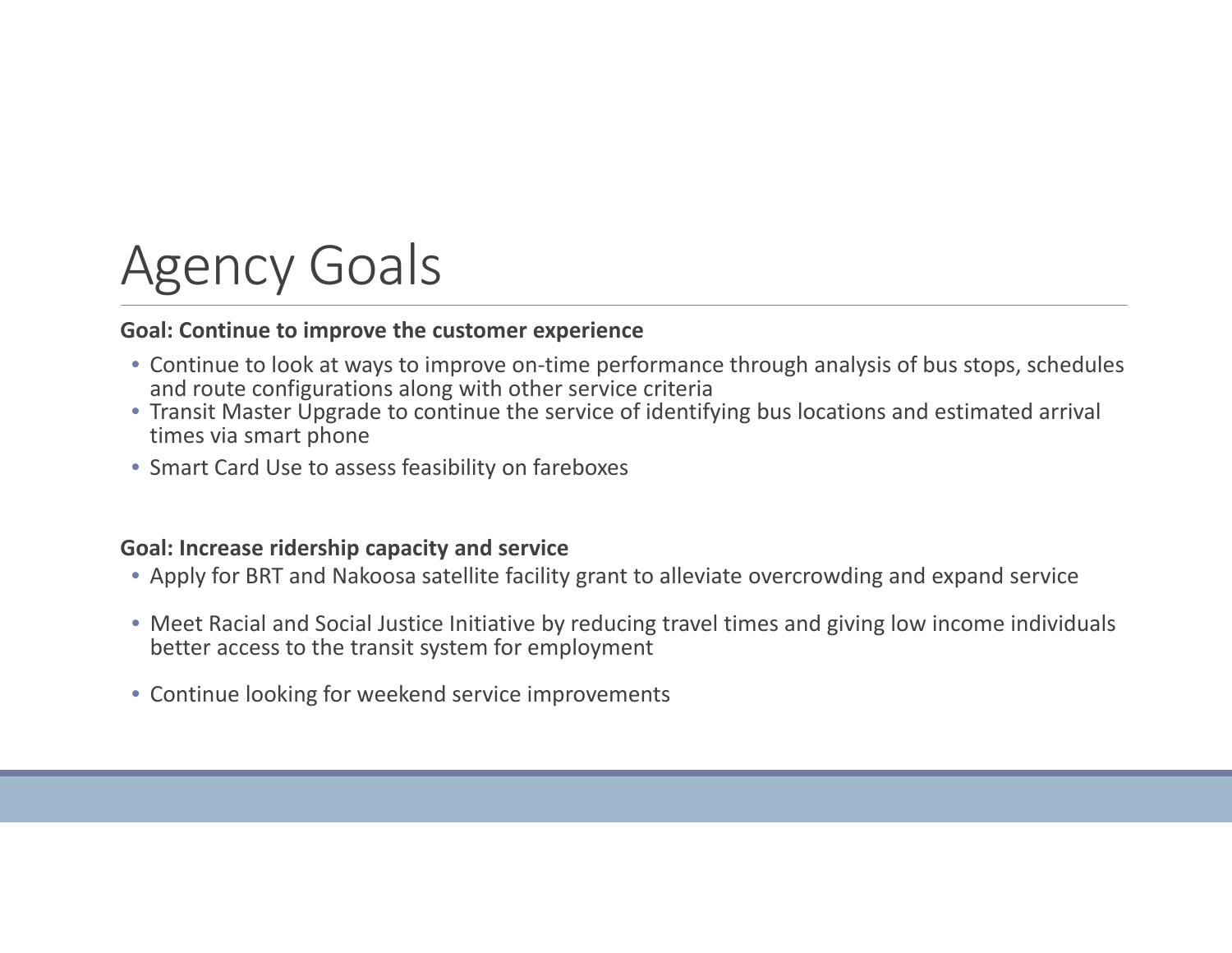# Agency Goals

**Goal: Continue to improve the customer experience**

- Continue to look at ways to improve on-time performance through analysis of bus stops, schedules and route configurations along with other service criteria
- Transit Master Upgrade to continue the service of identifying bus locations and estimated arrival times via smart phone
- Smart Card Use to assess feasibility on fareboxes

**Goal: Increase ridership capacity and service**

- Apply for BRT and Nakoosa satellite facility grant to alleviate overcrowding and expand service
- Meet Racial and Social Justice Initiative by reducing travel times and giving low income individuals better access to the transit system for employment
- Continue looking for weekend service improvements